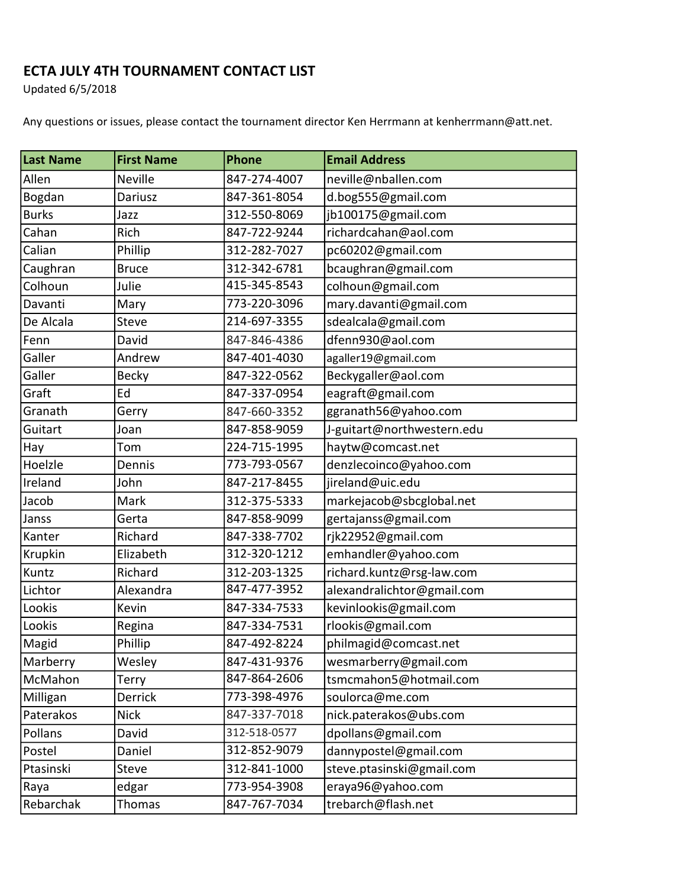# ECTA JULY 4TH TOURNAMENT CONTACT LIST

Updated 6/5/2018

Any questions or issues, please contact the tournament director Ken Herrmann at kenherrmann@att.net.

| Last Name | First Name | Phone | Email Address |
|---|---|---|---|
| Allen | Neville | 847-274-4007 | neville@nballen.com |
| Bogdan | Dariusz | 847-361-8054 | d.bog555@gmail.com |
| Burks | Jazz | 312-550-8069 | jb100175@gmail.com |
| Cahan | Rich | 847-722-9244 | richardcahan@aol.com |
| Calian | Phillip | 312-282-7027 | pc60202@gmail.com |
| Caughran | Bruce | 312-342-6781 | bcaughran@gmail.com |
| Colhoun | Julie | 415-345-8543 | colhoun@gmail.com |
| Davanti | Mary | 773-220-3096 | mary.davanti@gmail.com |
| De Alcala | Steve | 214-697-3355 | sdealcala@gmail.com |
| Fenn | David | 847-846-4386 | dfenn930@aol.com |
| Galler | Andrew | 847-401-4030 | agaller19@gmail.com |
| Galler | Becky | 847-322-0562 | Beckygaller@aol.com |
| Graft | Ed | 847-337-0954 | eagraft@gmail.com |
| Granath | Gerry | 847-660-3352 | ggranath56@yahoo.com |
| Guitart | Joan | 847-858-9059 | J-guitart@northwestern.edu |
| Hay | Tom | 224-715-1995 | haytw@comcast.net |
| Hoelzle | Dennis | 773-793-0567 | denzlecoinco@yahoo.com |
| Ireland | John | 847-217-8455 | jireland@uic.edu |
| Jacob | Mark | 312-375-5333 | markejacob@sbcglobal.net |
| Janss | Gerta | 847-858-9099 | gertajanss@gmail.com |
| Kanter | Richard | 847-338-7702 | rjk22952@gmail.com |
| Krupkin | Elizabeth | 312-320-1212 | emhandler@yahoo.com |
| Kuntz | Richard | 312-203-1325 | richard.kuntz@rsg-law.com |
| Lichtor | Alexandra | 847-477-3952 | alexandralichtor@gmail.com |
| Lookis | Kevin | 847-334-7533 | kevinlookis@gmail.com |
| Lookis | Regina | 847-334-7531 | rlookis@gmail.com |
| Magid | Phillip | 847-492-8224 | philmagid@comcast.net |
| Marberry | Wesley | 847-431-9376 | wesmarberry@gmail.com |
| McMahon | Terry | 847-864-2606 | tsmcmahon5@hotmail.com |
| Milligan | Derrick | 773-398-4976 | soulorca@me.com |
| Paterakos | Nick | 847-337-7018 | nick.paterakos@ubs.com |
| Pollans | David | 312-518-0577 | dpollans@gmail.com |
| Postel | Daniel | 312-852-9079 | dannypostel@gmail.com |
| Ptasinski | Steve | 312-841-1000 | steve.ptasinski@gmail.com |
| Raya | edgar | 773-954-3908 | eraya96@yahoo.com |
| Rebarchak | Thomas | 847-767-7034 | trebarch@flash.net |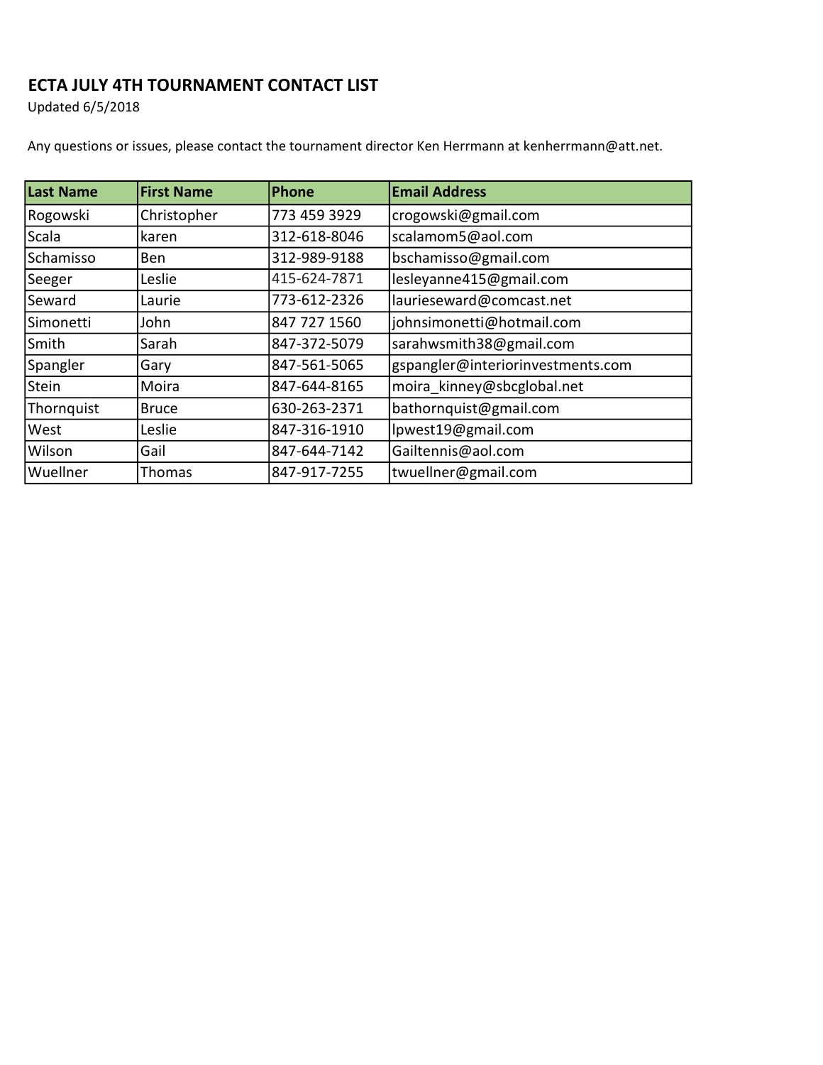**ECTA JULY 4TH TOURNAMENT CONTACT LIST**

Updated 6/5/2018

Any questions or issues, please contact the tournament director Ken Herrmann at kenherrmann@att.net.

| Last Name | First Name | Phone | Email Address |
|---|---|---|---|
| Rogowski | Christopher | 773 459 3929 | crogowski@gmail.com |
| Scala | karen | 312-618-8046 | scalamom5@aol.com |
| Schamisso | Ben | 312-989-9188 | bschamisso@gmail.com |
| Seeger | Leslie | 415-624-7871 | lesleyanne415@gmail.com |
| Seward | Laurie | 773-612-2326 | laurieseward@comcast.net |
| Simonetti | John | 847 727 1560 | johnsimonetti@hotmail.com |
| Smith | Sarah | 847-372-5079 | sarahwsmith38@gmail.com |
| Spangler | Gary | 847-561-5065 | gspangler@interiorinvestments.com |
| Stein | Moira | 847-644-8165 | moira_kinney@sbcglobal.net |
| Thornquist | Bruce | 630-263-2371 | bathornquist@gmail.com |
| West | Leslie | 847-316-1910 | lpwest19@gmail.com |
| Wilson | Gail | 847-644-7142 | Gailtennis@aol.com |
| Wuellner | Thomas | 847-917-7255 | twuellner@gmail.com |